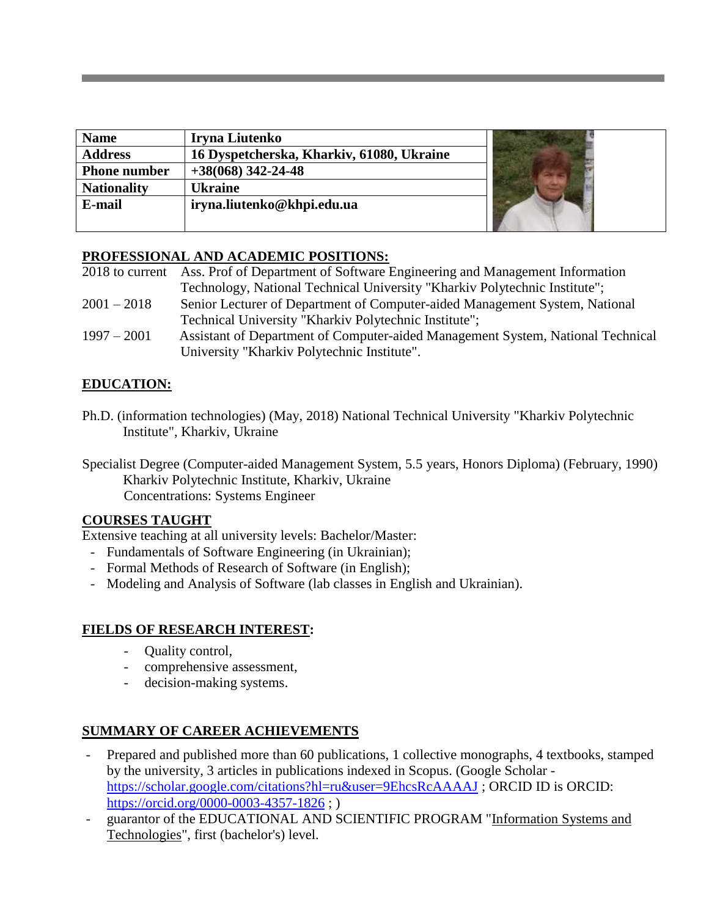| Name | Iryna Liutenko |
| --- | --- |
| Address | 16 Dyspetcherska, Kharkiv, 61080, Ukraine |
| Phone number | +38(068) 342-24-48 |
| Nationality | Ukraine |
| E-mail | iryna.liutenko@khpi.edu.ua |

## PROFESSIONAL AND ACADEMIC POSITIONS:

2018 to current Ass. Prof of Department of Software Engineering and Management Information Technology, National Technical University "Kharkiv Polytechnic Institute";

2001 – 2018 Senior Lecturer of Department of Computer-aided Management System, National Technical University "Kharkiv Polytechnic Institute";

1997 – 2001 Assistant of Department of Computer-aided Management System, National Technical University "Kharkiv Polytechnic Institute".

## EDUCATION:

Ph.D. (information technologies) (May, 2018) National Technical University "Kharkiv Polytechnic Institute", Kharkiv, Ukraine

Specialist Degree (Computer-aided Management System, 5.5 years, Honors Diploma) (February, 1990) Kharkiv Polytechnic Institute, Kharkiv, Ukraine
Concentrations: Systems Engineer

## COURSES TAUGHT

Extensive teaching at all university levels: Bachelor/Master:

- Fundamentals of Software Engineering (in Ukrainian);
- Formal Methods of Research of Software (in English);
- Modeling and Analysis of Software (lab classes in English and Ukrainian).

## FIELDS OF RESEARCH INTEREST:

- Quality control,
- comprehensive assessment,
- decision-making systems.

## SUMMARY OF CAREER ACHIEVEMENTS

- Prepared and published more than 60 publications, 1 collective monographs, 4 textbooks, stamped by the university, 3 articles in publications indexed in Scopus. (Google Scholar - https://scholar.google.com/citations?hl=ru&user=9EhcsRcAAAAJ ; ORCID ID is ORCID: https://orcid.org/0000-0003-4357-1826 ; )
- guarantor of the EDUCATIONAL AND SCIENTIFIC PROGRAM "Information Systems and Technologies", first (bachelor's) level.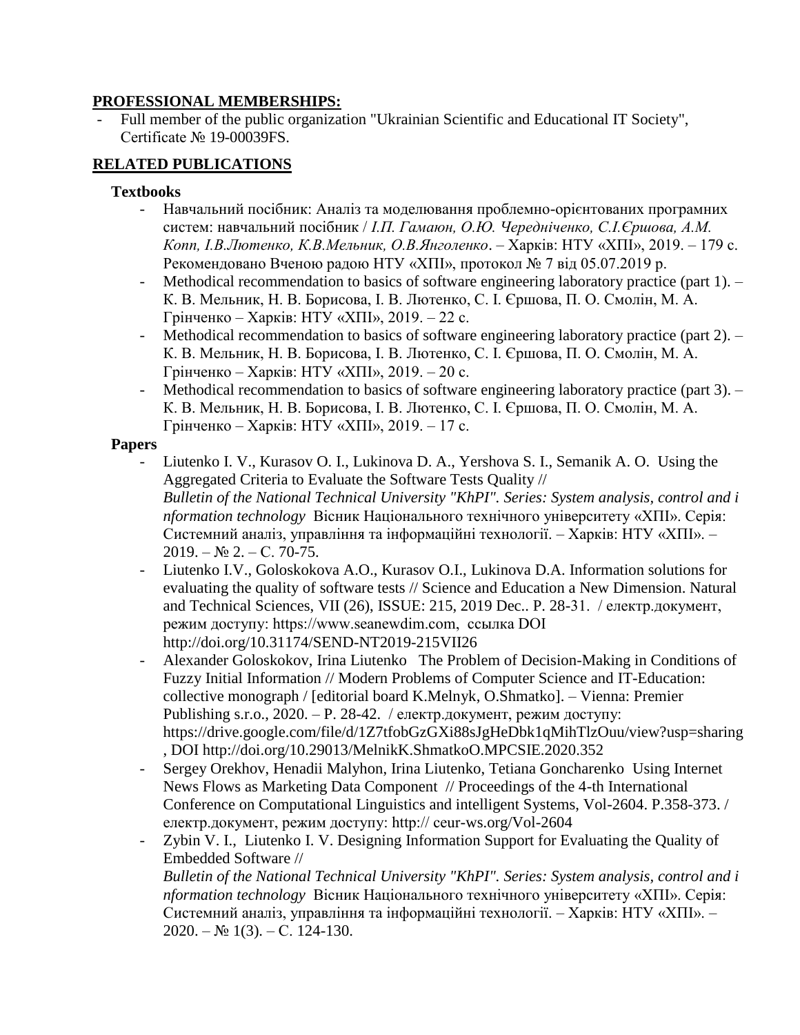## **PROFESSIONAL MEMBERSHIPS:**

- Full member of the public organization "Ukrainian Scientific and Educational IT Society", Certificate № 19-00039FS.

## **RELATED PUBLICATIONS**

### **Textbooks**

- Навчальний посібник: Аналіз та моделювання проблемно-орієнтованих програмних систем: навчальний посібник / *І.П. Гамаюн, О.Ю. Чередніченко, С.І.Єршова, А.М. Копп, І.В.Лютенко, К.В.Мельник, О.В.Янголенко*. – Харків: НТУ «ХПІ», 2019. – 179 с. Рекомендовано Вченою радою НТУ «ХПІ», протокол № 7 від 05.07.2019 р.
- Methodical recommendation to basics of software engineering laboratory practice (part 1). – К. В. Мельник, Н. В. Борисова, І. В. Лютенко, С. І. Єршова, П. О. Смолін, М. А. Грінченко – Харків: НТУ «ХПІ», 2019. – 22 с.
- Methodical recommendation to basics of software engineering laboratory practice (part 2). – К. В. Мельник, Н. В. Борисова, І. В. Лютенко, С. І. Єршова, П. О. Смолін, М. А. Грінченко – Харків: НТУ «ХПІ», 2019. – 20 с.
- Methodical recommendation to basics of software engineering laboratory practice (part 3). – К. В. Мельник, Н. В. Борисова, І. В. Лютенко, С. І. Єршова, П. О. Смолін, М. А. Грінченко – Харків: НТУ «ХПІ», 2019. – 17 с.

### **Papers**

- Liutenko I. V., Kurasov O. I., Lukinova D. A., Yershova S. I., Semanik A. O. Using the Aggregated Criteria to Evaluate the Software Tests Quality // *Bulletin of the National Technical University "KhPI". Series: System analysis, control and information technology* Вісник Національного технічного університету «ХПІ». Серія: Системний аналіз, управління та інформаційні технології. – Харків: НТУ «ХПІ». – 2019. – № 2. – С. 70-75.
- Liutenko I.V., Goloskokova A.O., Kurasov O.I., Lukinova D.A. Information solutions for evaluating the quality of software tests // Science and Education a New Dimension. Natural and Technical Sciences, VII (26), ISSUE: 215, 2019 Dec.. P. 28-31. / електр.документ, режим доступу: https://www.seanewdim.com, ссылка DOI http://doi.org/10.31174/SEND-NT2019-215VII26
- Alexander Goloskokov, Irina Liutenko The Problem of Decision-Making in Conditions of Fuzzy Initial Information // Modern Problems of Computer Science and IT-Education: collective monograph / [editorial board K.Melnyk, O.Shmatko]. – Vienna: Premier Publishing s.r.o., 2020. – P. 28-42. / електр.документ, режим доступу: https://drive.google.com/file/d/1Z7tfobGzGXi88sJgHeDbk1qMihTlzOuu/view?usp=sharing , DOI http://doi.org/10.29013/MelnikK.ShmatkoO.MPCSIE.2020.352
- Sergey Orekhov, Henadii Malyhon, Irina Liutenko, Tetiana Goncharenko Using Internet News Flows as Marketing Data Component // Proceedings of the 4-th International Conference on Computational Linguistics and intelligent Systems, Vol-2604. P.358-373. / електр.документ, режим доступу: http:// ceur-ws.org/Vol-2604
- Zybin V. I., Liutenko I. V. Designing Information Support for Evaluating the Quality of Embedded Software // *Bulletin of the National Technical University "KhPI". Series: System analysis, control and information technology* Вісник Національного технічного університету «ХПІ». Серія: Системний аналіз, управління та інформаційні технології. – Харків: НТУ «ХПІ». – 2020. – № 1(3). – С. 124-130.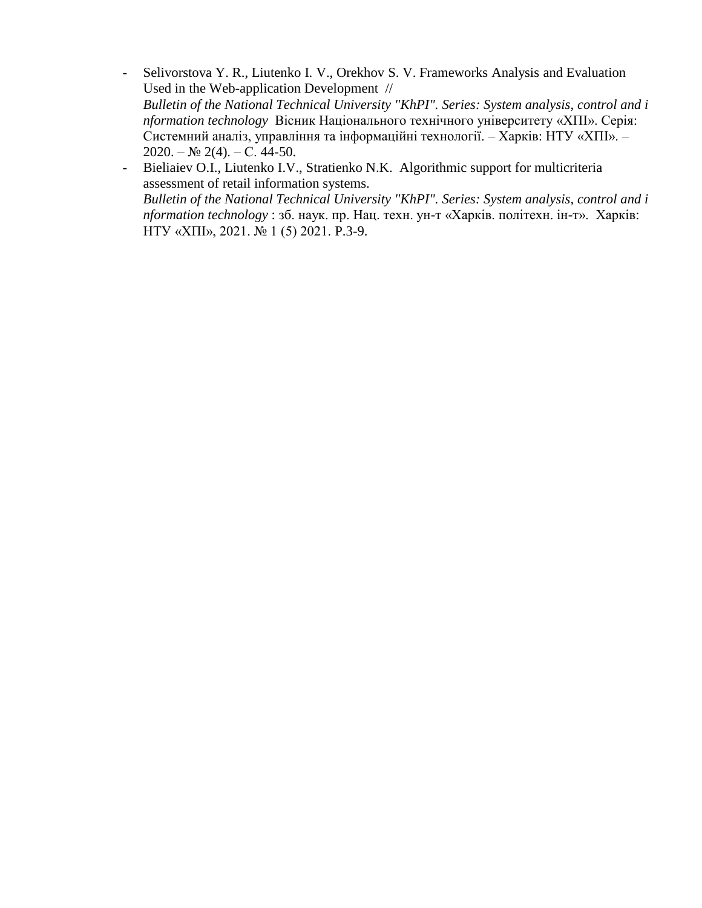- Selivorstova Y. R., Liutenko I. V., Orekhov S. V. Frameworks Analysis and Evaluation Used in the Web-application Development // *Bulletin of the National Technical University "KhPI". Series: System analysis, control and information technology* Вісник Національного технічного університету «ХПІ». Серія: Системний аналіз, управління та інформаційні технології. – Харків: НТУ «ХПІ». – 2020. – № 2(4). – С. 44-50.
- Bieliaiev O.I., Liutenko I.V., Stratienko N.K. Algorithmic support for multicriteria assessment of retail information systems. *Bulletin of the National Technical University "KhPI". Series: System analysis, control and information technology* : зб. наук. пр. Нац. техн. ун-т «Харків. політехн. ін-т». Харків: НТУ «ХПІ», 2021. № 1 (5) 2021. P.3-9.